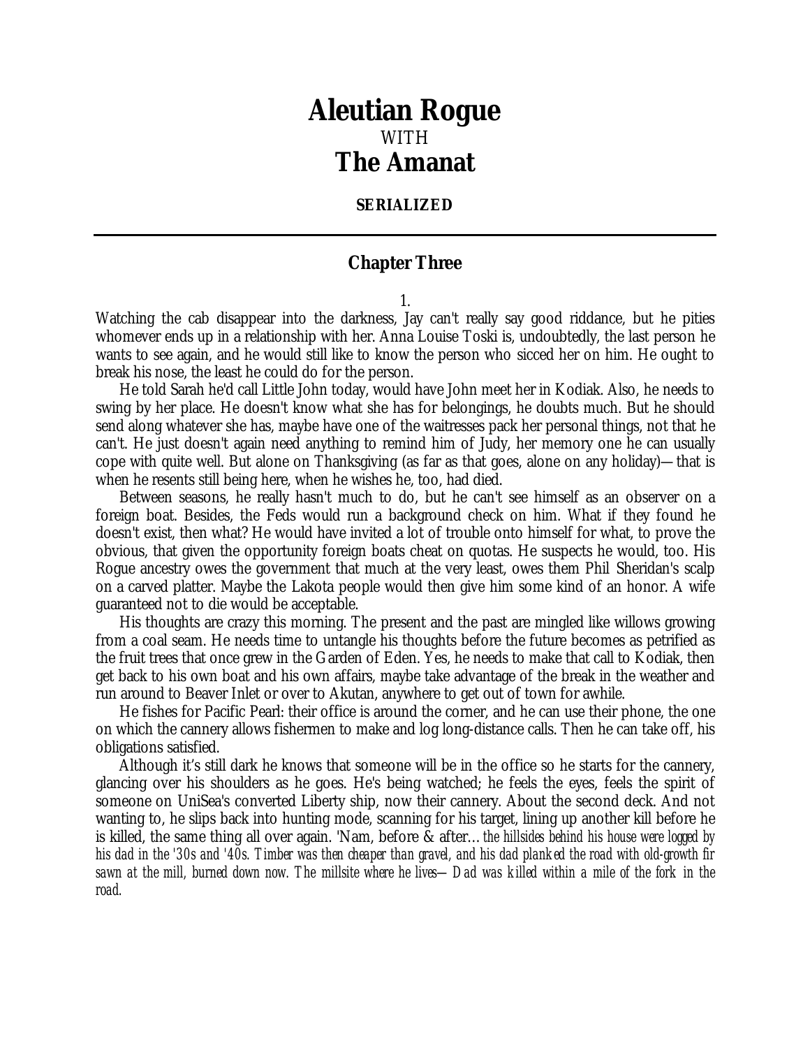# Aleutian Rogue

WITH

# The Amanat

**SERIALIZED**

---

## Chapter Three

1.

Watching the cab disappear into the darkness, Jay can't really say good riddance, but he pities whomever ends up in a relationship with her. Anna Louise Toski is, undoubtedly, the last person he wants to see again, and he would still like to know the person who sicced her on him. He ought to break his nose, the least he could do for the person.

He told Sarah he'd call Little John today, would have John meet her in Kodiak. Also, he needs to swing by her place. He doesn't know what she has for belongings, he doubts much. But he should send along whatever she has, maybe have one of the waitresses pack her personal things, not that he can't. He just doesn't again need anything to remind him of Judy, her memory one he can usually cope with quite well. But alone on Thanksgiving (as far as that goes, alone on any holiday)—that is when he resents still being here, when he wishes he, too, had died.

Between seasons, he really hasn't much to do, but he can't see himself as an observer on a foreign boat. Besides, the Feds would run a background check on him. What if they found he doesn't exist, then what? He would have invited a lot of trouble onto himself for what, to prove the obvious, that given the opportunity foreign boats cheat on quotas. He suspects he would, too. His Rogue ancestry owes the government that much at the very least, owes them Phil Sheridan's scalp on a carved platter. Maybe the Lakota people would then give him some kind of an honor. A wife guaranteed not to die would be acceptable.

His thoughts are crazy this morning. The present and the past are mingled like willows growing from a coal seam. He needs time to untangle his thoughts before the future becomes as petrified as the fruit trees that once grew in the Garden of Eden. Yes, he needs to make that call to Kodiak, then get back to his own boat and his own affairs, maybe take advantage of the break in the weather and run around to Beaver Inlet or over to Akutan, anywhere to get out of town for awhile.

He fishes for Pacific Pearl: their office is around the corner, and he can use their phone, the one on which the cannery allows fishermen to make and log long-distance calls. Then he can take off, his obligations satisfied.

Although it's still dark he knows that someone will be in the office so he starts for the cannery, glancing over his shoulders as he goes. He's being watched; he feels the eyes, feels the spirit of someone on UniSea's converted Liberty ship, now their cannery. About the second deck. And not wanting to, he slips back into hunting mode, scanning for his target, lining up another kill before he is killed, the same thing all over again. 'Nam, before & after… *the hillsides behind his house were logged by his dad in the '30s and '40s. Timber was then cheaper than gravel, and his dad planked the road with old-growth fir sawn at the mill, burned down now. The millsite where he lives—Dad was killed within a mile of the fork in the road.*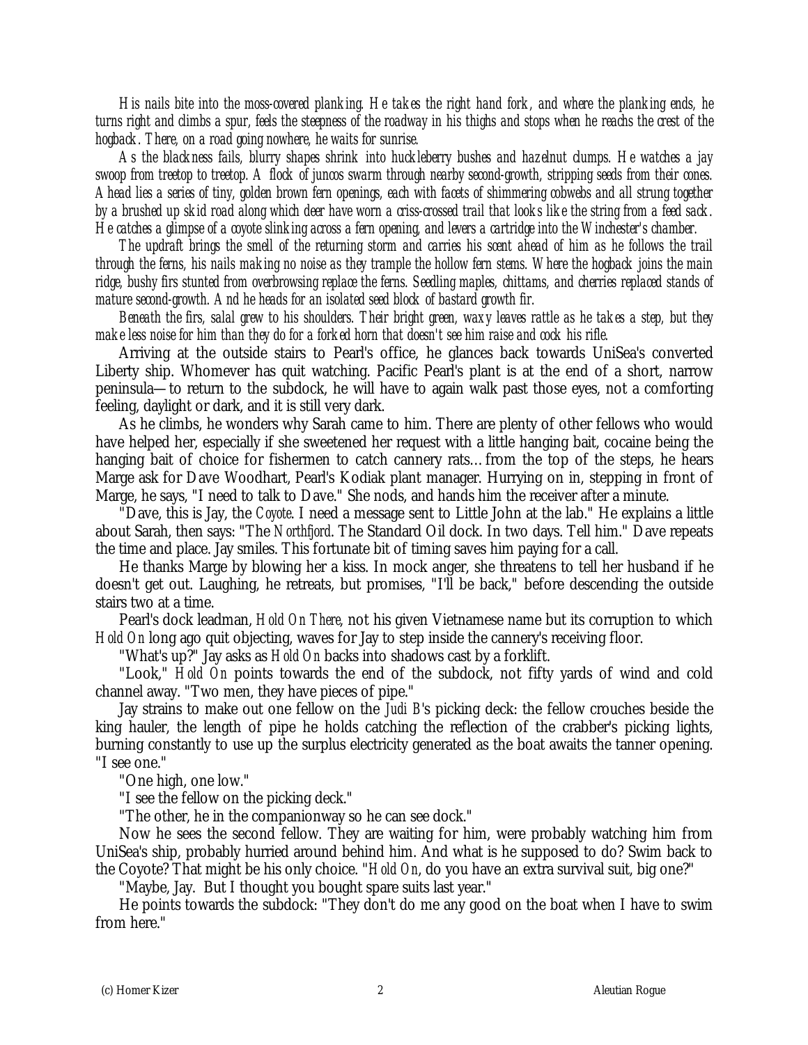*His nails bite into the moss-covered planking. He takes the right hand fork, and where the planking ends, he turns right and climbs a spur, feels the steepness of the roadway in his thighs and stops when he reachs the crest of the hogback. There, on a road going nowhere, he waits for sunrise.*

*As the blackness fails, blurry shapes shrink into huckleberry bushes and hazelnut clumps. He watches a jay swoop from treetop to treetop. A flock of juncos swarm through nearby second-growth, stripping seeds from their cones. Ahead lies a series of tiny, golden brown fern openings, each with facets of shimmering cobwebs and all strung together by a brushed up skid road along which deer have worn a criss-crossed trail that looks like the string from a feed sack. He catches a glimpse of a coyote slinking across a fern opening, and levers a cartridge into the Winchester's chamber.*

*The updraft brings the smell of the returning storm and carries his scent ahead of him as he follows the trail through the ferns, his nails making no noise as they trample the hollow fern stems. Where the hogback joins the main ridge, bushy firs stunted from overbrowsing replace the ferns. Seedling maples, chittams, and cherries replaced stands of mature second-growth. And he heads for an isolated seed block of bastard growth fir.*

*Beneath the firs, salal grew to his shoulders. Their bright green, waxy leaves rattle as he takes a step, but they make less noise for him than they do for a forked horn that doesn't see him raise and cock his rifle.*

Arriving at the outside stairs to Pearl's office, he glances back towards UniSea's converted Liberty ship. Whomever has quit watching. Pacific Pearl's plant is at the end of a short, narrow peninsula—to return to the subdock, he will have to again walk past those eyes, not a comforting feeling, daylight or dark, and it is still very dark.

As he climbs, he wonders why Sarah came to him. There are plenty of other fellows who would have helped her, especially if she sweetened her request with a little hanging bait, cocaine being the hanging bait of choice for fishermen to catch cannery rats…from the top of the steps, he hears Marge ask for Dave Woodhart, Pearl's Kodiak plant manager. Hurrying on in, stepping in front of Marge, he says, "I need to talk to Dave." She nods, and hands him the receiver after a minute.

"Dave, this is Jay, the *Coyote*. I need a message sent to Little John at the lab." He explains a little about Sarah, then says: "The *Northfjord*. The Standard Oil dock. In two days. Tell him." Dave repeats the time and place. Jay smiles. This fortunate bit of timing saves him paying for a call.

He thanks Marge by blowing her a kiss. In mock anger, she threatens to tell her husband if he doesn't get out. Laughing, he retreats, but promises, "I'll be back," before descending the outside stairs two at a time.

Pearl's dock leadman, *Hold On There*, not his given Vietnamese name but its corruption to which *Hold On* long ago quit objecting, waves for Jay to step inside the cannery's receiving floor.

"What's up?" Jay asks as *Hold On* backs into shadows cast by a forklift.

"Look," *Hold On* points towards the end of the subdock, not fifty yards of wind and cold channel away. "Two men, they have pieces of pipe."

Jay strains to make out one fellow on the *Judi B*'s picking deck: the fellow crouches beside the king hauler, the length of pipe he holds catching the reflection of the crabber's picking lights, burning constantly to use up the surplus electricity generated as the boat awaits the tanner opening. "I see one."

"One high, one low."

"I see the fellow on the picking deck."

"The other, he in the companionway so he can see dock."

Now he sees the second fellow. They are waiting for him, were probably watching him from UniSea's ship, probably hurried around behind him. And what is he supposed to do? Swim back to the Coyote? That might be his only choice. "*Hold On*, do you have an extra survival suit, big one?"

"Maybe, Jay. But I thought you bought spare suits last year."

He points towards the subdock: "They don't do me any good on the boat when I have to swim from here."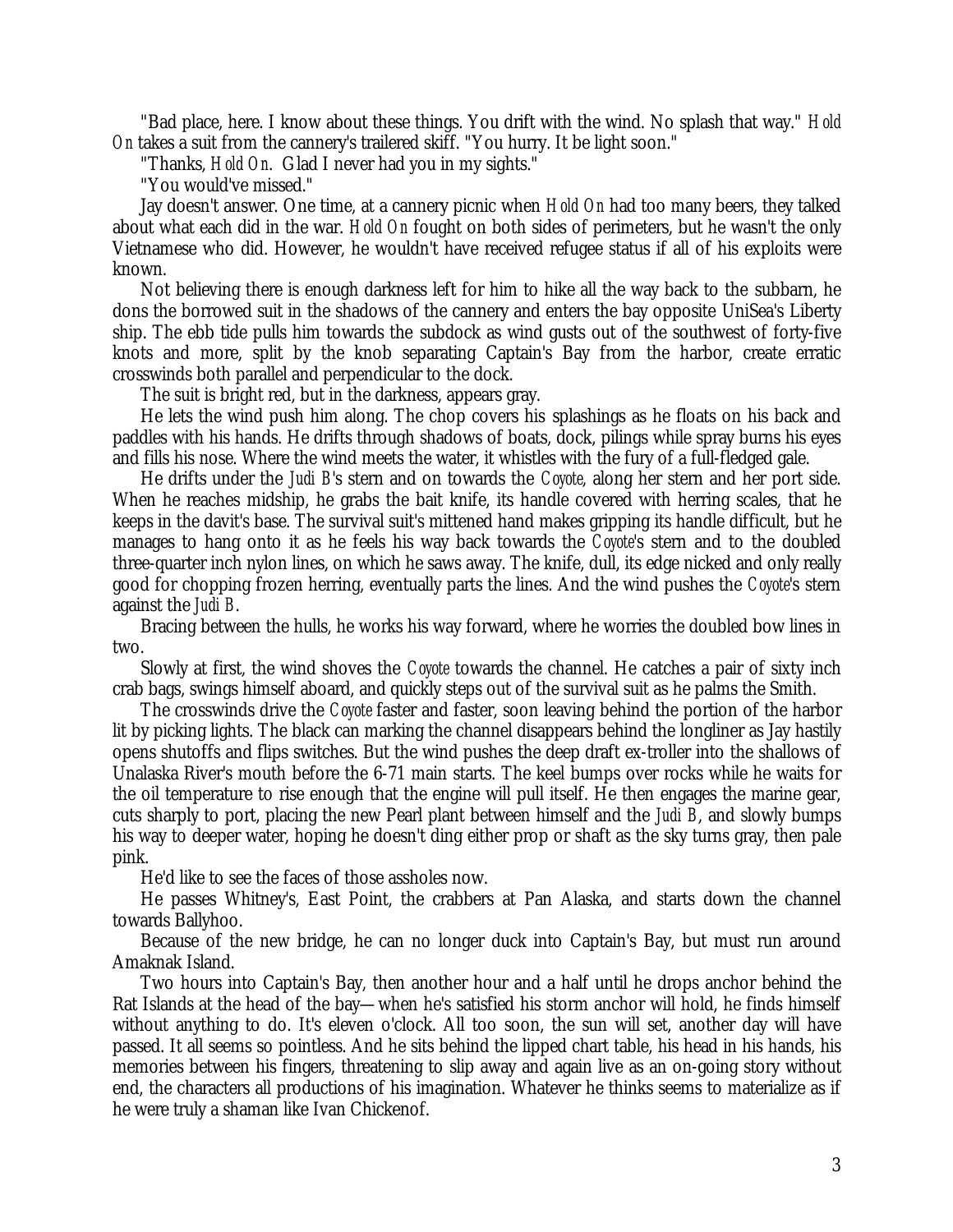"Bad place, here. I know about these things. You drift with the wind. No splash that way." *Hold On* takes a suit from the cannery's trailered skiff. "You hurry. It be light soon."

"Thanks, *Hold On.* Glad I never had you in my sights."

"You would've missed."

Jay doesn't answer. One time, at a cannery picnic when *Hold On* had too many beers, they talked about what each did in the war. *Hold On* fought on both sides of perimeters, but he wasn't the only Vietnamese who did. However, he wouldn't have received refugee status if all of his exploits were known.

Not believing there is enough darkness left for him to hike all the way back to the subbarn, he dons the borrowed suit in the shadows of the cannery and enters the bay opposite UniSea's Liberty ship. The ebb tide pulls him towards the subdock as wind gusts out of the southwest of forty-five knots and more, split by the knob separating Captain's Bay from the harbor, create erratic crosswinds both parallel and perpendicular to the dock.

The suit is bright red, but in the darkness, appears gray.

He lets the wind push him along. The chop covers his splashings as he floats on his back and paddles with his hands. He drifts through shadows of boats, dock, pilings while spray burns his eyes and fills his nose. Where the wind meets the water, it whistles with the fury of a full-fledged gale.

He drifts under the *Judi B*'s stern and on towards the *Coyote*, along her stern and her port side. When he reaches midship, he grabs the bait knife, its handle covered with herring scales, that he keeps in the davit's base. The survival suit's mittened hand makes gripping its handle difficult, but he manages to hang onto it as he feels his way back towards the *Coyote*'s stern and to the doubled three-quarter inch nylon lines, on which he saws away. The knife, dull, its edge nicked and only really good for chopping frozen herring, eventually parts the lines. And the wind pushes the *Coyote*'s stern against the *Judi B*.

Bracing between the hulls, he works his way forward, where he worries the doubled bow lines in two.

Slowly at first, the wind shoves the *Coyote* towards the channel. He catches a pair of sixty inch crab bags, swings himself aboard, and quickly steps out of the survival suit as he palms the Smith.

The crosswinds drive the *Coyote* faster and faster, soon leaving behind the portion of the harbor lit by picking lights. The black can marking the channel disappears behind the longliner as Jay hastily opens shutoffs and flips switches. But the wind pushes the deep draft ex-troller into the shallows of Unalaska River's mouth before the 6-71 main starts. The keel bumps over rocks while he waits for the oil temperature to rise enough that the engine will pull itself. He then engages the marine gear, cuts sharply to port, placing the new Pearl plant between himself and the *Judi B*, and slowly bumps his way to deeper water, hoping he doesn't ding either prop or shaft as the sky turns gray, then pale pink.

He'd like to see the faces of those assholes now.

He passes Whitney's, East Point, the crabbers at Pan Alaska, and starts down the channel towards Ballyhoo.

Because of the new bridge, he can no longer duck into Captain's Bay, but must run around Amaknak Island.

Two hours into Captain's Bay, then another hour and a half until he drops anchor behind the Rat Islands at the head of the bay—when he's satisfied his storm anchor will hold, he finds himself without anything to do. It's eleven o'clock. All too soon, the sun will set, another day will have passed. It all seems so pointless. And he sits behind the lipped chart table, his head in his hands, his memories between his fingers, threatening to slip away and again live as an on-going story without end, the characters all productions of his imagination. Whatever he thinks seems to materialize as if he were truly a shaman like Ivan Chickenof.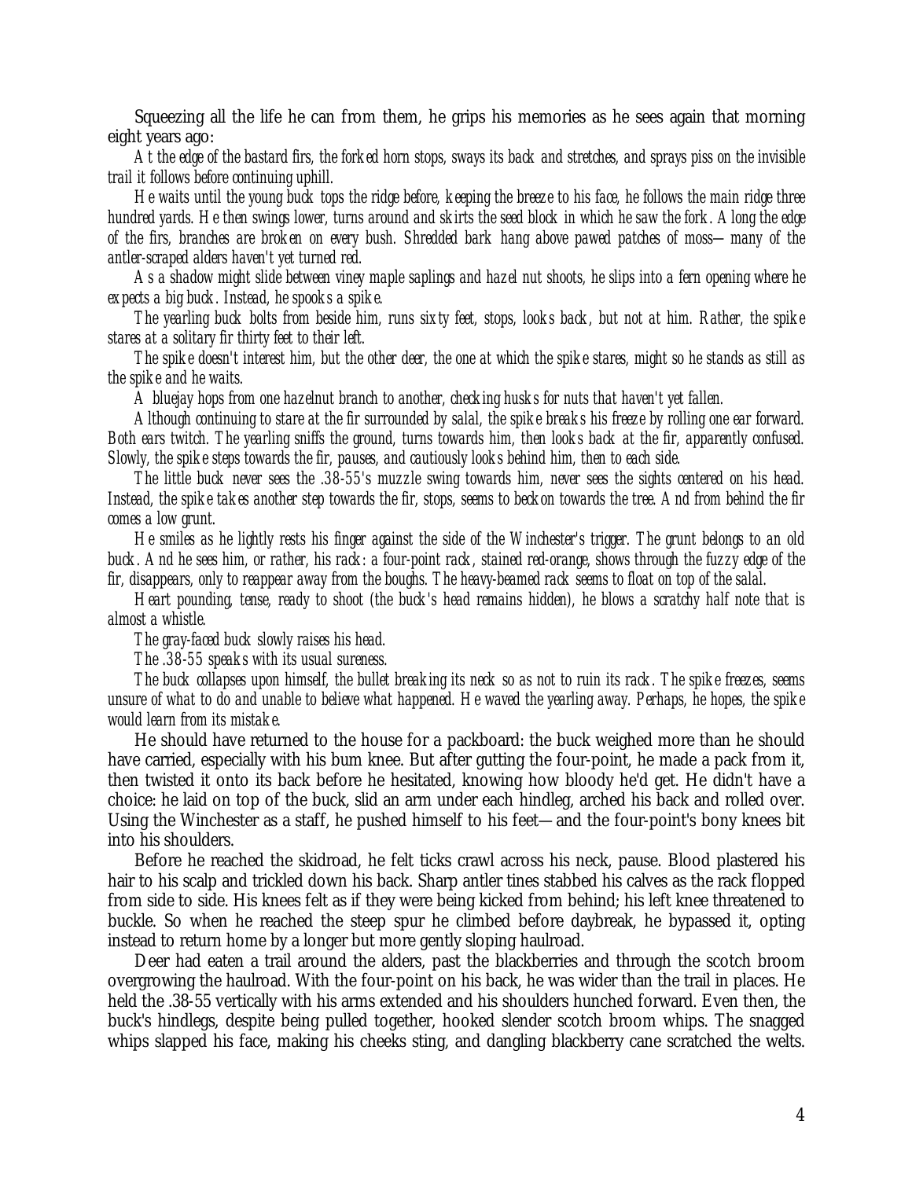Squeezing all the life he can from them, he grips his memories as he sees again that morning eight years ago:

*At the edge of the bastard firs, the forked horn stops, sways its back and stretches, and sprays piss on the invisible trail it follows before continuing uphill.*

*He waits until the young buck tops the ridge before, keeping the breeze to his face, he follows the main ridge three hundred yards. He then swings lower, turns around and skirts the seed block in which he saw the fork. Along the edge of the firs, branches are broken on every bush. Shredded bark hang above pawed patches of moss—many of the antler-scraped alders haven't yet turned red.*

*As a shadow might slide between viney maple saplings and hazel nut shoots, he slips into a fern opening where he expects a big buck. Instead, he spooks a spike.*

*The yearling buck bolts from beside him, runs sixty feet, stops, looks back, but not at him. Rather, the spike stares at a solitary fir thirty feet to their left.*

*The spike doesn't interest him, but the other deer, the one at which the spike stares, might so he stands as still as the spike and he waits.*

*A bluejay hops from one hazelnut branch to another, checking husks for nuts that haven't yet fallen.*

*Although continuing to stare at the fir surrounded by salal, the spike breaks his freeze by rolling one ear forward. Both ears twitch. The yearling sniffs the ground, turns towards him, then looks back at the fir, apparently confused. Slowly, the spike steps towards the fir, pauses, and cautiously looks behind him, then to each side.*

*The little buck never sees the .38-55's muzzle swing towards him, never sees the sights centered on his head. Instead, the spike takes another step towards the fir, stops, seems to beckon towards the tree. And from behind the fir comes a low grunt.*

*He smiles as he lightly rests his finger against the side of the Winchester's trigger. The grunt belongs to an old buck. And he sees him, or rather, his rack: a four-point rack, stained red-orange, shows through the fuzzy edge of the fir, disappears, only to reappear away from the boughs. The heavy-beamed rack seems to float on top of the salal.*

*Heart pounding, tense, ready to shoot (the buck's head remains hidden), he blows a scratchy half note that is almost a whistle.*

*The gray-faced buck slowly raises his head.*

*The .38-55 speaks with its usual sureness.*

*The buck collapses upon himself, the bullet breaking its neck so as not to ruin its rack. The spike freezes, seems unsure of what to do and unable to believe what happened. He waved the yearling away. Perhaps, he hopes, the spike would learn from its mistake.*

He should have returned to the house for a packboard: the buck weighed more than he should have carried, especially with his bum knee. But after gutting the four-point, he made a pack from it, then twisted it onto its back before he hesitated, knowing how bloody he'd get. He didn't have a choice: he laid on top of the buck, slid an arm under each hindleg, arched his back and rolled over. Using the Winchester as a staff, he pushed himself to his feet—and the four-point's bony knees bit into his shoulders.

Before he reached the skidroad, he felt ticks crawl across his neck, pause. Blood plastered his hair to his scalp and trickled down his back. Sharp antler tines stabbed his calves as the rack flopped from side to side. His knees felt as if they were being kicked from behind; his left knee threatened to buckle. So when he reached the steep spur he climbed before daybreak, he bypassed it, opting instead to return home by a longer but more gently sloping haulroad.

Deer had eaten a trail around the alders, past the blackberries and through the scotch broom overgrowing the haulroad. With the four-point on his back, he was wider than the trail in places. He held the .38-55 vertically with his arms extended and his shoulders hunched forward. Even then, the buck's hindlegs, despite being pulled together, hooked slender scotch broom whips. The snagged whips slapped his face, making his cheeks sting, and dangling blackberry cane scratched the welts.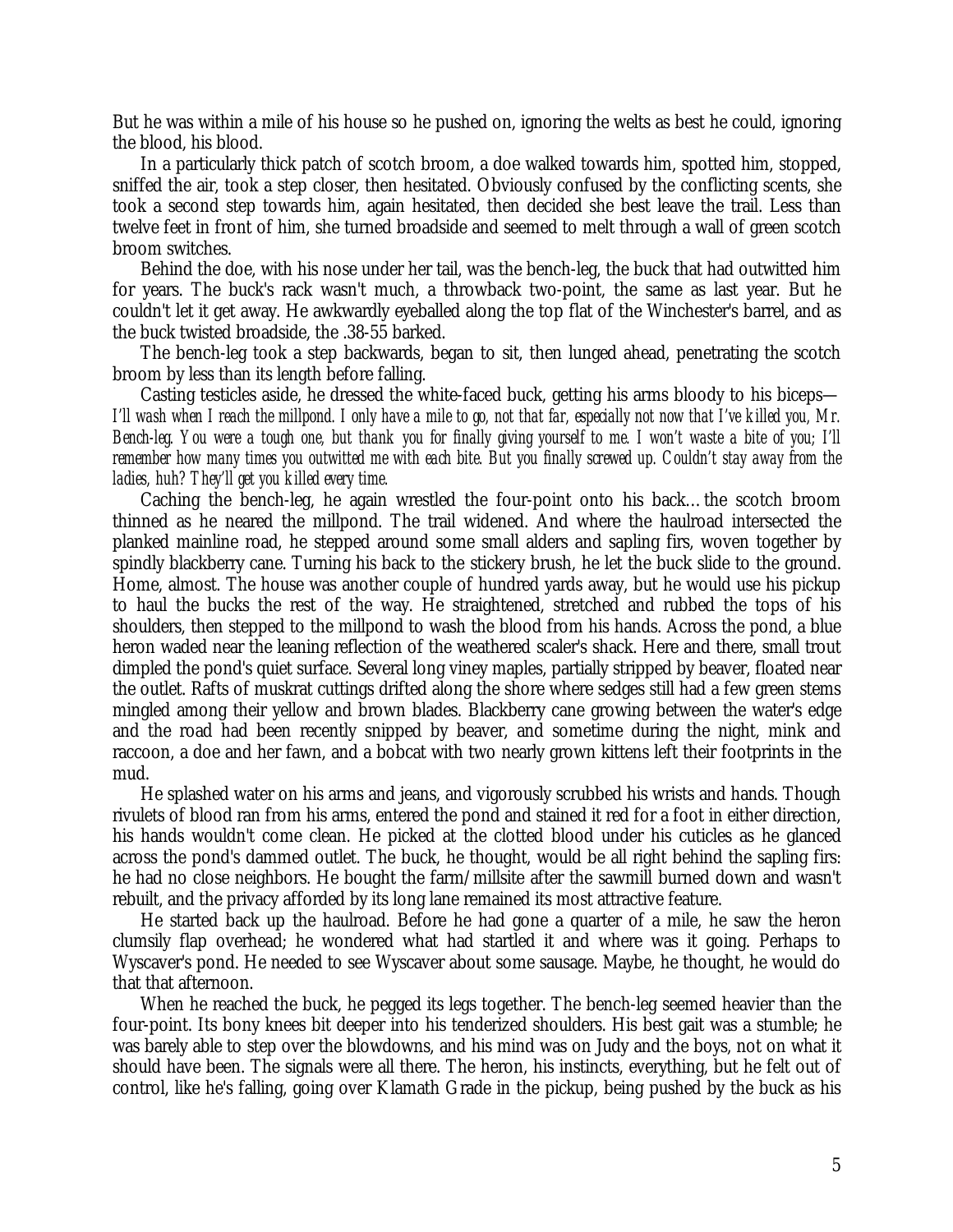But he was within a mile of his house so he pushed on, ignoring the welts as best he could, ignoring the blood, his blood.

In a particularly thick patch of scotch broom, a doe walked towards him, spotted him, stopped, sniffed the air, took a step closer, then hesitated. Obviously confused by the conflicting scents, she took a second step towards him, again hesitated, then decided she best leave the trail. Less than twelve feet in front of him, she turned broadside and seemed to melt through a wall of green scotch broom switches.

Behind the doe, with his nose under her tail, was the bench-leg, the buck that had outwitted him for years. The buck's rack wasn't much, a throwback two-point, the same as last year. But he couldn't let it get away. He awkwardly eyeballed along the top flat of the Winchester's barrel, and as the buck twisted broadside, the .38-55 barked.

The bench-leg took a step backwards, began to sit, then lunged ahead, penetrating the scotch broom by less than its length before falling.

Casting testicles aside, he dressed the white-faced buck, getting his arms bloody to his biceps—*I'll wash when I reach the millpond. I only have a mile to go, not that far, especially not now that I've killed you, Mr. Bench-leg. You were a tough one, but thank you for finally giving yourself to me. I won't waste a bite of you; I'll remember how many times you outwitted me with each bite. But you finally screwed up. Couldn't stay away from the ladies, huh? They'll get you killed every time.*

Caching the bench-leg, he again wrestled the four-point onto his back…the scotch broom thinned as he neared the millpond. The trail widened. And where the haulroad intersected the planked mainline road, he stepped around some small alders and sapling firs, woven together by spindly blackberry cane. Turning his back to the stickery brush, he let the buck slide to the ground. Home, almost. The house was another couple of hundred yards away, but he would use his pickup to haul the bucks the rest of the way. He straightened, stretched and rubbed the tops of his shoulders, then stepped to the millpond to wash the blood from his hands. Across the pond, a blue heron waded near the leaning reflection of the weathered scaler's shack. Here and there, small trout dimpled the pond's quiet surface. Several long viney maples, partially stripped by beaver, floated near the outlet. Rafts of muskrat cuttings drifted along the shore where sedges still had a few green stems mingled among their yellow and brown blades. Blackberry cane growing between the water's edge and the road had been recently snipped by beaver, and sometime during the night, mink and raccoon, a doe and her fawn, and a bobcat with two nearly grown kittens left their footprints in the mud.

He splashed water on his arms and jeans, and vigorously scrubbed his wrists and hands. Though rivulets of blood ran from his arms, entered the pond and stained it red for a foot in either direction, his hands wouldn't come clean. He picked at the clotted blood under his cuticles as he glanced across the pond's dammed outlet. The buck, he thought, would be all right behind the sapling firs: he had no close neighbors. He bought the farm/millsite after the sawmill burned down and wasn't rebuilt, and the privacy afforded by its long lane remained its most attractive feature.

He started back up the haulroad. Before he had gone a quarter of a mile, he saw the heron clumsily flap overhead; he wondered what had startled it and where was it going. Perhaps to Wyscaver's pond. He needed to see Wyscaver about some sausage. Maybe, he thought, he would do that that afternoon.

When he reached the buck, he pegged its legs together. The bench-leg seemed heavier than the four-point. Its bony knees bit deeper into his tenderized shoulders. His best gait was a stumble; he was barely able to step over the blowdowns, and his mind was on Judy and the boys, not on what it should have been. The signals were all there. The heron, his instincts, everything, but he felt out of control, like he's falling, going over Klamath Grade in the pickup, being pushed by the buck as his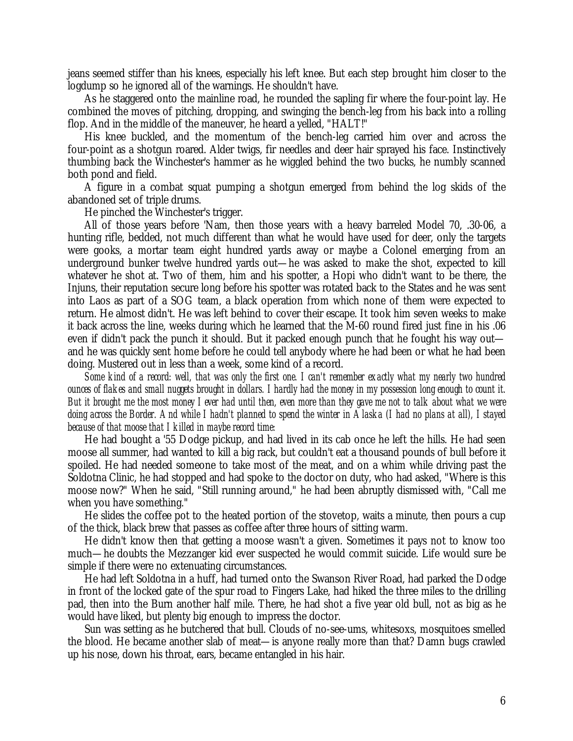jeans seemed stiffer than his knees, especially his left knee. But each step brought him closer to the logdump so he ignored all of the warnings. He shouldn't have.

As he staggered onto the mainline road, he rounded the sapling fir where the four-point lay. He combined the moves of pitching, dropping, and swinging the bench-leg from his back into a rolling flop. And in the middle of the maneuver, he heard a yelled, "HALT!"

His knee buckled, and the momentum of the bench-leg carried him over and across the four-point as a shotgun roared. Alder twigs, fir needles and deer hair sprayed his face. Instinctively thumbing back the Winchester's hammer as he wiggled behind the two bucks, he numbly scanned both pond and field.

A figure in a combat squat pumping a shotgun emerged from behind the log skids of the abandoned set of triple drums.

He pinched the Winchester's trigger.

All of those years before 'Nam, then those years with a heavy barreled Model 70, .30-06, a hunting rifle, bedded, not much different than what he would have used for deer, only the targets were gooks, a mortar team eight hundred yards away or maybe a Colonel emerging from an underground bunker twelve hundred yards out—he was asked to make the shot, expected to kill whatever he shot at. Two of them, him and his spotter, a Hopi who didn't want to be there, the Injuns, their reputation secure long before his spotter was rotated back to the States and he was sent into Laos as part of a SOG team, a black operation from which none of them were expected to return. He almost didn't. He was left behind to cover their escape. It took him seven weeks to make it back across the line, weeks during which he learned that the M-60 round fired just fine in his .06 even if didn't pack the punch it should. But it packed enough punch that he fought his way out—and he was quickly sent home before he could tell anybody where he had been or what he had been doing. Mustered out in less than a week, some kind of a record.

*Some kind of a record: well, that was only the first one. I can't remember exactly what my nearly two hundred ounces of flakes and small nuggets brought in dollars. I hardly had the money in my possession long enough to count it. But it brought me the most money I ever had until then, even more than they gave me not to talk about what we were doing across the Border. And while I hadn't planned to spend the winter in Alaska (I had no plans at all), I stayed because of that moose that I killed in maybe record time:*

He had bought a '55 Dodge pickup, and had lived in its cab once he left the hills. He had seen moose all summer, had wanted to kill a big rack, but couldn't eat a thousand pounds of bull before it spoiled. He had needed someone to take most of the meat, and on a whim while driving past the Soldotna Clinic, he had stopped and had spoke to the doctor on duty, who had asked, "Where is this moose now?" When he said, "Still running around," he had been abruptly dismissed with, "Call me when you have something."

He slides the coffee pot to the heated portion of the stovetop, waits a minute, then pours a cup of the thick, black brew that passes as coffee after three hours of sitting warm.

He didn't know then that getting a moose wasn't a given. Sometimes it pays not to know too much—he doubts the Mezzanger kid ever suspected he would commit suicide. Life would sure be simple if there were no extenuating circumstances.

He had left Soldotna in a huff, had turned onto the Swanson River Road, had parked the Dodge in front of the locked gate of the spur road to Fingers Lake, had hiked the three miles to the drilling pad, then into the Burn another half mile. There, he had shot a five year old bull, not as big as he would have liked, but plenty big enough to impress the doctor.

Sun was setting as he butchered that bull. Clouds of no-see-ums, whitesoxs, mosquitoes smelled the blood. He became another slab of meat—is anyone really more than that? Damn bugs crawled up his nose, down his throat, ears, became entangled in his hair.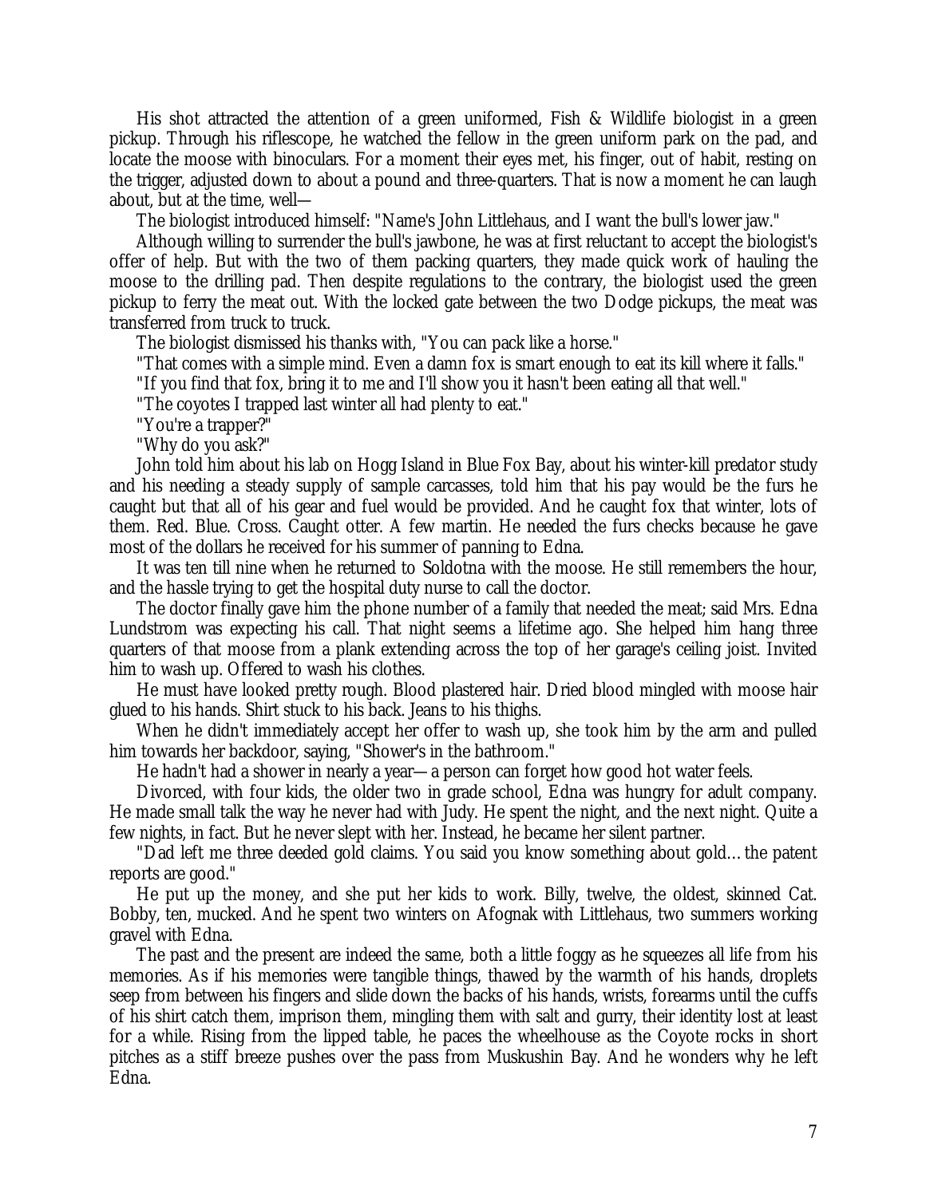His shot attracted the attention of a green uniformed, Fish & Wildlife biologist in a green pickup. Through his riflescope, he watched the fellow in the green uniform park on the pad, and locate the moose with binoculars. For a moment their eyes met, his finger, out of habit, resting on the trigger, adjusted down to about a pound and three-quarters. That is now a moment he can laugh about, but at the time, well—

The biologist introduced himself: "Name's John Littlehaus, and I want the bull's lower jaw."

Although willing to surrender the bull's jawbone, he was at first reluctant to accept the biologist's offer of help. But with the two of them packing quarters, they made quick work of hauling the moose to the drilling pad. Then despite regulations to the contrary, the biologist used the green pickup to ferry the meat out. With the locked gate between the two Dodge pickups, the meat was transferred from truck to truck.

The biologist dismissed his thanks with, "You can pack like a horse."

"That comes with a simple mind. Even a damn fox is smart enough to eat its kill where it falls."

"If you find that fox, bring it to me and I'll show you it hasn't been eating all that well."

"The coyotes I trapped last winter all had plenty to eat."

"You're a trapper?"

"Why do you ask?"

John told him about his lab on Hogg Island in Blue Fox Bay, about his winter-kill predator study and his needing a steady supply of sample carcasses, told him that his pay would be the furs he caught but that all of his gear and fuel would be provided. And he caught fox that winter, lots of them. Red. Blue. Cross. Caught otter. A few martin. He needed the furs checks because he gave most of the dollars he received for his summer of panning to Edna.

It was ten till nine when he returned to Soldotna with the moose. He still remembers the hour, and the hassle trying to get the hospital duty nurse to call the doctor.

The doctor finally gave him the phone number of a family that needed the meat; said Mrs. Edna Lundstrom was expecting his call. That night seems a lifetime ago. She helped him hang three quarters of that moose from a plank extending across the top of her garage's ceiling joist. Invited him to wash up. Offered to wash his clothes.

He must have looked pretty rough. Blood plastered hair. Dried blood mingled with moose hair glued to his hands. Shirt stuck to his back. Jeans to his thighs.

When he didn't immediately accept her offer to wash up, she took him by the arm and pulled him towards her backdoor, saying, "Shower's in the bathroom."

He hadn't had a shower in nearly a year—a person can forget how good hot water feels.

Divorced, with four kids, the older two in grade school, Edna was hungry for adult company. He made small talk the way he never had with Judy. He spent the night, and the next night. Quite a few nights, in fact. But he never slept with her. Instead, he became her silent partner.

"Dad left me three deeded gold claims. You said you know something about gold… the patent reports are good."

He put up the money, and she put her kids to work. Billy, twelve, the oldest, skinned Cat. Bobby, ten, mucked. And he spent two winters on Afognak with Littlehaus, two summers working gravel with Edna.

The past and the present are indeed the same, both a little foggy as he squeezes all life from his memories. As if his memories were tangible things, thawed by the warmth of his hands, droplets seep from between his fingers and slide down the backs of his hands, wrists, forearms until the cuffs of his shirt catch them, imprison them, mingling them with salt and gurry, their identity lost at least for a while. Rising from the lipped table, he paces the wheelhouse as the Coyote rocks in short pitches as a stiff breeze pushes over the pass from Muskushin Bay. And he wonders why he left Edna.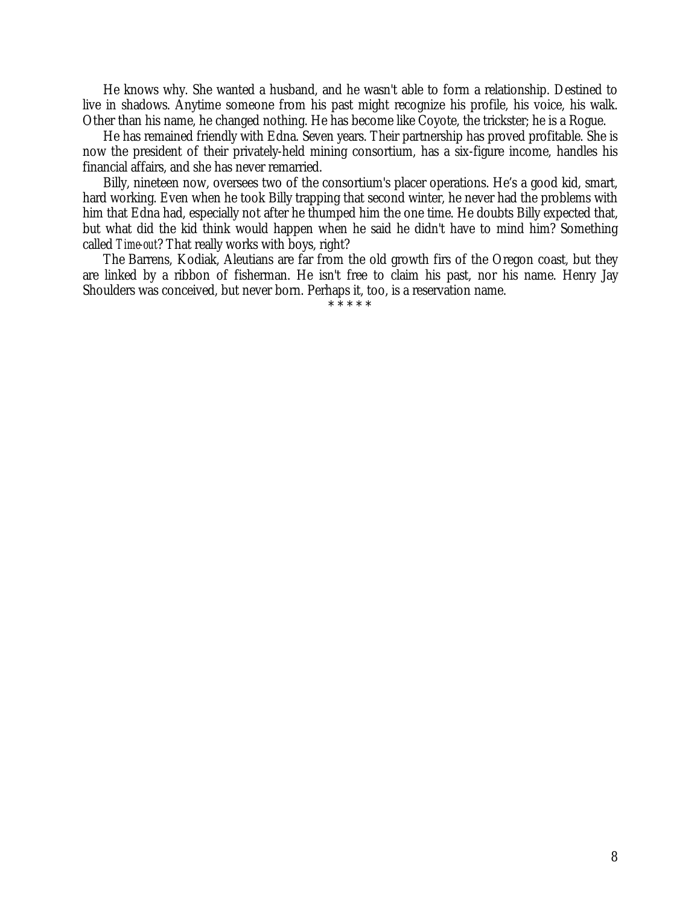He knows why. She wanted a husband, and he wasn't able to form a relationship. Destined to live in shadows. Anytime someone from his past might recognize his profile, his voice, his walk. Other than his name, he changed nothing. He has become like Coyote, the trickster; he is a Rogue.

He has remained friendly with Edna. Seven years. Their partnership has proved profitable. She is now the president of their privately-held mining consortium, has a six-figure income, handles his financial affairs, and she has never remarried.

Billy, nineteen now, oversees two of the consortium's placer operations. He's a good kid, smart, hard working. Even when he took Billy trapping that second winter, he never had the problems with him that Edna had, especially not after he thumped him the one time. He doubts Billy expected that, but what did the kid think would happen when he said he didn't have to mind him? Something called *Time-out*? That really works with boys, right?

The Barrens, Kodiak, Aleutians are far from the old growth firs of the Oregon coast, but they are linked by a ribbon of fisherman. He isn't free to claim his past, nor his name. Henry Jay Shoulders was conceived, but never born. Perhaps it, too, is a reservation name.

\* \* \* \* \*